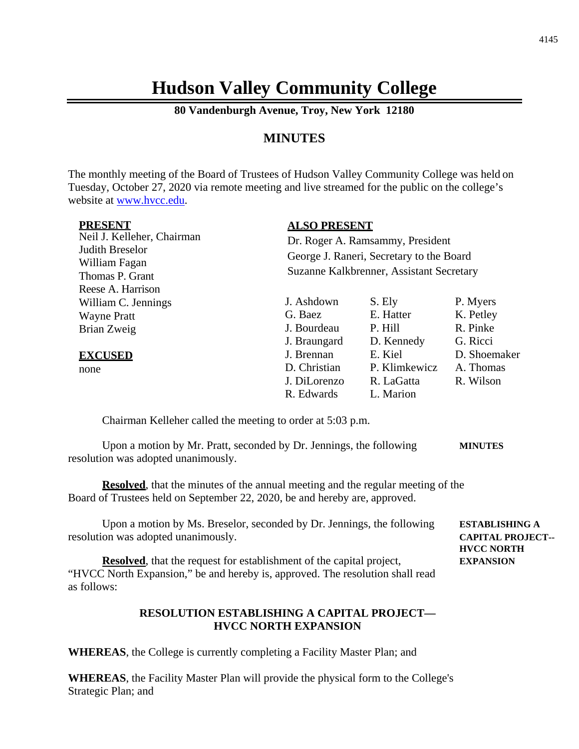# Hudson Valley Community College

**80 Vandenburgh Avenue, Troy, New York 12180**

## MINUTES

The monthly meeting of the Board of Trustees of Hudson Valley Community College was held on Tuesday, October 27, 2020 via remote meeting and live streamed for the public on the college's website at www.hvcc.edu.

**PRESENT**

Neil J. Kelleher, Chairman
Judith Breselor
William Fagan
Thomas P. Grant
Reese A. Harrison
William C. Jennings
Wayne Pratt
Brian Zweig

**EXCUSED**

none

**ALSO PRESENT**

Dr. Roger A. Ramsammy, President
George J. Raneri, Secretary to the Board
Suzanne Kalkbrenner, Assistant Secretary

| | | |
|---|---|---|
| J. Ashdown | S. Ely | P. Myers |
| G. Baez | E. Hatter | K. Petley |
| J. Bourdeau | P. Hill | R. Pinke |
| J. Braungard | D. Kennedy | G. Ricci |
| J. Brennan | E. Kiel | D. Shoemaker |
| D. Christian | P. Klimkewicz | A. Thomas |
| J. DiLorenzo | R. LaGatta | R. Wilson |
| R. Edwards | L. Marion | |

Chairman Kelleher called the meeting to order at 5:03 p.m.

**MINUTES**

Upon a motion by Mr. Pratt, seconded by Dr. Jennings, the following resolution was adopted unanimously.

**Resolved**, that the minutes of the annual meeting and the regular meeting of the Board of Trustees held on September 22, 2020, be and hereby are, approved.

**ESTABLISHING A CAPITAL PROJECT--HVCC NORTH EXPANSION**

Upon a motion by Ms. Breselor, seconded by Dr. Jennings, the following resolution was adopted unanimously.

**Resolved**, that the request for establishment of the capital project, "HVCC North Expansion," be and hereby is, approved. The resolution shall read as follows:

**RESOLUTION ESTABLISHING A CAPITAL PROJECT—HVCC NORTH EXPANSION**

**WHEREAS**, the College is currently completing a Facility Master Plan; and

**WHEREAS**, the Facility Master Plan will provide the physical form to the College's Strategic Plan; and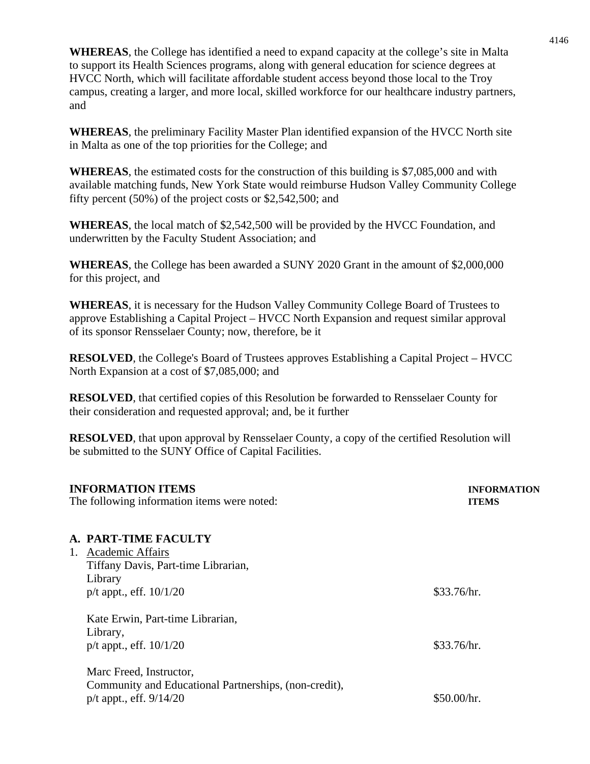**WHEREAS**, the College has identified a need to expand capacity at the college's site in Malta to support its Health Sciences programs, along with general education for science degrees at HVCC North, which will facilitate affordable student access beyond those local to the Troy campus, creating a larger, and more local, skilled workforce for our healthcare industry partners, and

**WHEREAS**, the preliminary Facility Master Plan identified expansion of the HVCC North site in Malta as one of the top priorities for the College; and

**WHEREAS**, the estimated costs for the construction of this building is $7,085,000 and with available matching funds, New York State would reimburse Hudson Valley Community College fifty percent (50%) of the project costs or $2,542,500; and

**WHEREAS**, the local match of $2,542,500 will be provided by the HVCC Foundation, and underwritten by the Faculty Student Association; and

**WHEREAS**, the College has been awarded a SUNY 2020 Grant in the amount of $2,000,000 for this project, and

**WHEREAS**, it is necessary for the Hudson Valley Community College Board of Trustees to approve Establishing a Capital Project – HVCC North Expansion and request similar approval of its sponsor Rensselaer County; now, therefore, be it

**RESOLVED**, the College's Board of Trustees approves Establishing a Capital Project – HVCC North Expansion at a cost of $7,085,000; and

**RESOLVED**, that certified copies of this Resolution be forwarded to Rensselaer County for their consideration and requested approval; and, be it further

**RESOLVED**, that upon approval by Rensselaer County, a copy of the certified Resolution will be submitted to the SUNY Office of Capital Facilities.

**INFORMATION ITEMS** — **INFORMATION ITEMS**

The following information items were noted:

**A. PART-TIME FACULTY**

1. Academic Affairs

   Tiffany Davis, Part-time Librarian,
   Library
   p/t appt., eff. 10/1/20 — $33.76/hr.

   Kate Erwin, Part-time Librarian,
   Library,
   p/t appt., eff. 10/1/20 — $33.76/hr.

   Marc Freed, Instructor,
   Community and Educational Partnerships, (non-credit),
   p/t appt., eff. 9/14/20 — $50.00/hr.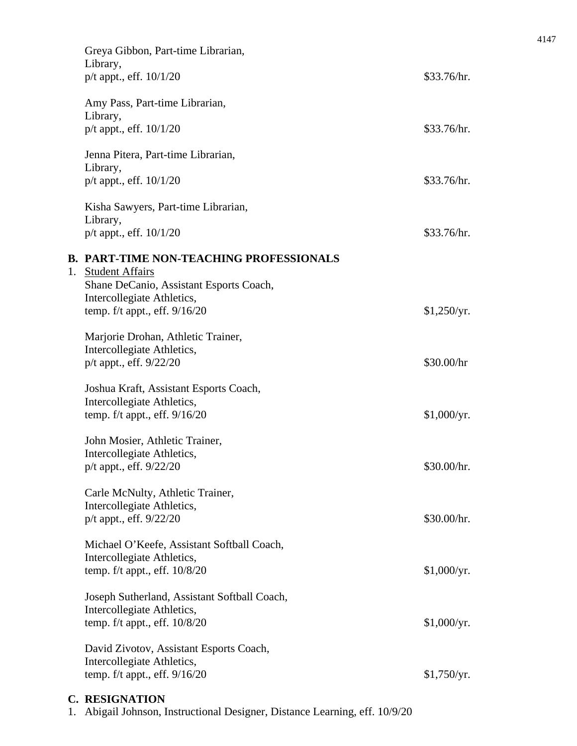Greya Gibbon, Part-time Librarian,
Library,
p/t appt., eff. 10/1/20 $33.76/hr.

Amy Pass, Part-time Librarian,
Library,
p/t appt., eff. 10/1/20 $33.76/hr.

Jenna Pitera, Part-time Librarian,
Library,
p/t appt., eff. 10/1/20 $33.76/hr.

Kisha Sawyers, Part-time Librarian,
Library,
p/t appt., eff. 10/1/20 $33.76/hr.

**B. PART-TIME NON-TEACHING PROFESSIONALS**

1. Student Affairs

Shane DeCanio, Assistant Esports Coach,
Intercollegiate Athletics,
temp. f/t appt., eff. 9/16/20 $1,250/yr.

Marjorie Drohan, Athletic Trainer,
Intercollegiate Athletics,
p/t appt., eff. 9/22/20 $30.00/hr

Joshua Kraft, Assistant Esports Coach,
Intercollegiate Athletics,
temp. f/t appt., eff. 9/16/20 $1,000/yr.

John Mosier, Athletic Trainer,
Intercollegiate Athletics,
p/t appt., eff. 9/22/20 $30.00/hr.

Carle McNulty, Athletic Trainer,
Intercollegiate Athletics,
p/t appt., eff. 9/22/20 $30.00/hr.

Michael O'Keefe, Assistant Softball Coach,
Intercollegiate Athletics,
temp. f/t appt., eff. 10/8/20 $1,000/yr.

Joseph Sutherland, Assistant Softball Coach,
Intercollegiate Athletics,
temp. f/t appt., eff. 10/8/20 $1,000/yr.

David Zivotov, Assistant Esports Coach,
Intercollegiate Athletics,
temp. f/t appt., eff. 9/16/20 $1,750/yr.

**C. RESIGNATION**

1. Abigail Johnson, Instructional Designer, Distance Learning, eff. 10/9/20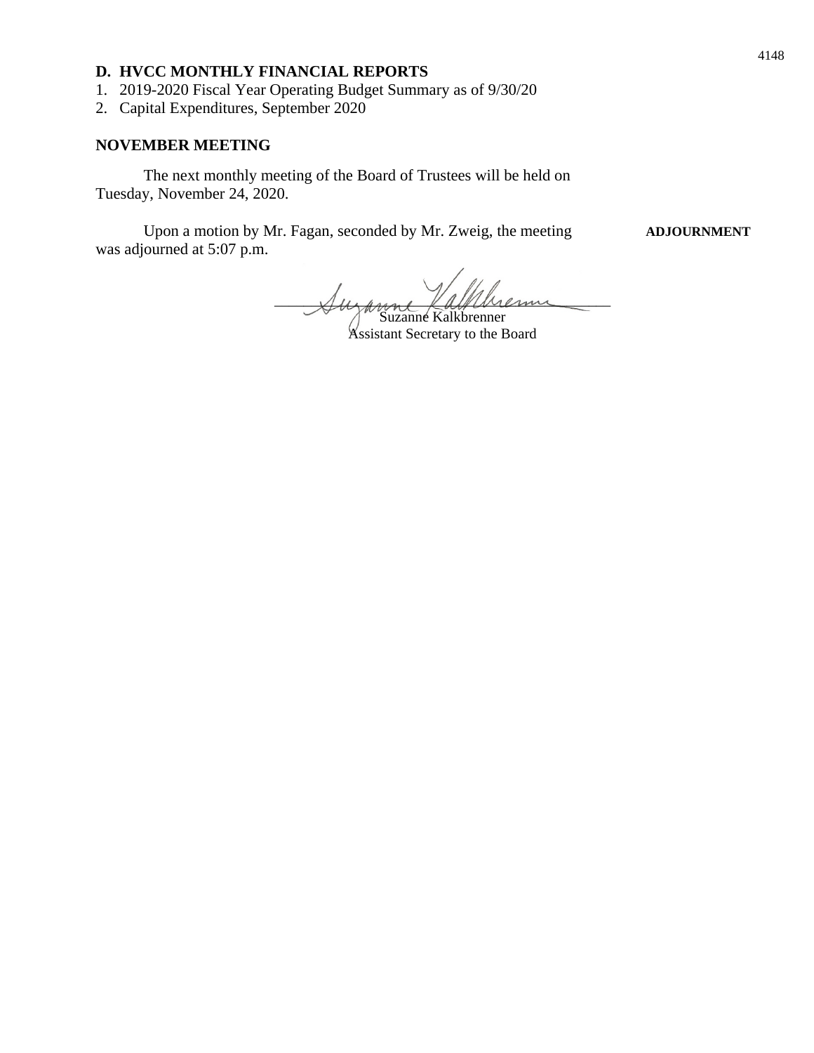## D. HVCC MONTHLY FINANCIAL REPORTS

1. 2019-2020 Fiscal Year Operating Budget Summary as of 9/30/20
2. Capital Expenditures, September 2020

## NOVEMBER MEETING

The next monthly meeting of the Board of Trustees will be held on Tuesday, November 24, 2020.

**ADJOURNMENT**

Upon a motion by Mr. Fagan, seconded by Mr. Zweig, the meeting was adjourned at 5:07 p.m.

Suzanne Kalkbrenner
Assistant Secretary to the Board